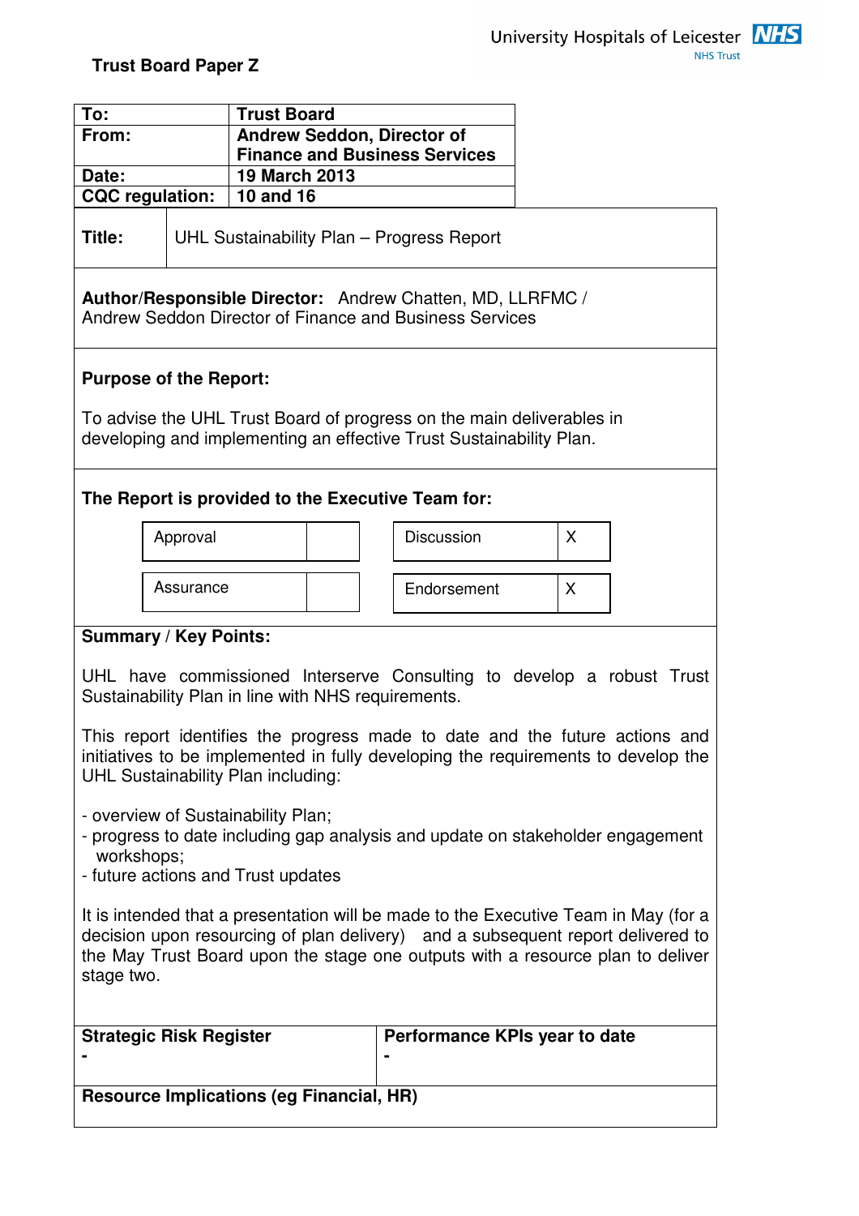University Hospitals of Leicester NHS Trust

**Trust Board Paper Z**

| To: | Trust Board |
|---|---|
| From: | Andrew Seddon, Director of Finance and Business Services |
| Date: | 19 March 2013 |
| CQC regulation: | 10 and 16 |

| Title: | UHL Sustainability Plan – Progress Report |
|---|---|

**Author/Responsible Director:** Andrew Chatten, MD, LLRFMC / Andrew Seddon Director of Finance and Business Services

**Purpose of the Report:**

To advise the UHL Trust Board of progress on the main deliverables in developing and implementing an effective Trust Sustainability Plan.

**The Report is provided to the Executive Team for:**

| Approval | | Discussion | X |
|---|---|---|---|
| Assurance | | Endorsement | X |

**Summary / Key Points:**

UHL have commissioned Interserve Consulting to develop a robust Trust Sustainability Plan in line with NHS requirements.

This report identifies the progress made to date and the future actions and initiatives to be implemented in fully developing the requirements to develop the UHL Sustainability Plan including:

- overview of Sustainability Plan;
- progress to date including gap analysis and update on stakeholder engagement workshops;
- future actions and Trust updates

It is intended that a presentation will be made to the Executive Team in May (for a decision upon resourcing of plan delivery) and a subsequent report delivered to the May Trust Board upon the stage one outputs with a resource plan to deliver stage two.

| Strategic Risk Register | Performance KPIs year to date |
|---|---|
| - | - |

**Resource Implications (eg Financial, HR)**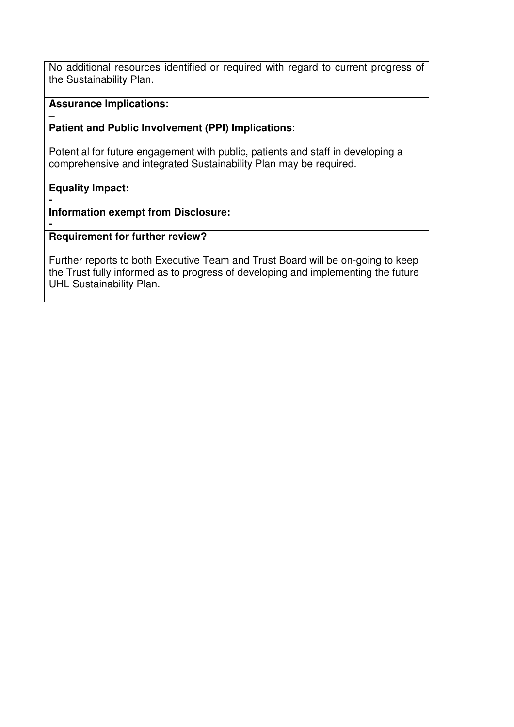No additional resources identified or required with regard to current progress of the Sustainability Plan.

**Assurance Implications:**

–

**Patient and Public Involvement (PPI) Implications**:

Potential for future engagement with public, patients and staff in developing a comprehensive and integrated Sustainability Plan may be required.

**Equality Impact:**

**-**

**Information exempt from Disclosure:**

**-**

**Requirement for further review?**

Further reports to both Executive Team and Trust Board will be on-going to keep the Trust fully informed as to progress of developing and implementing the future UHL Sustainability Plan.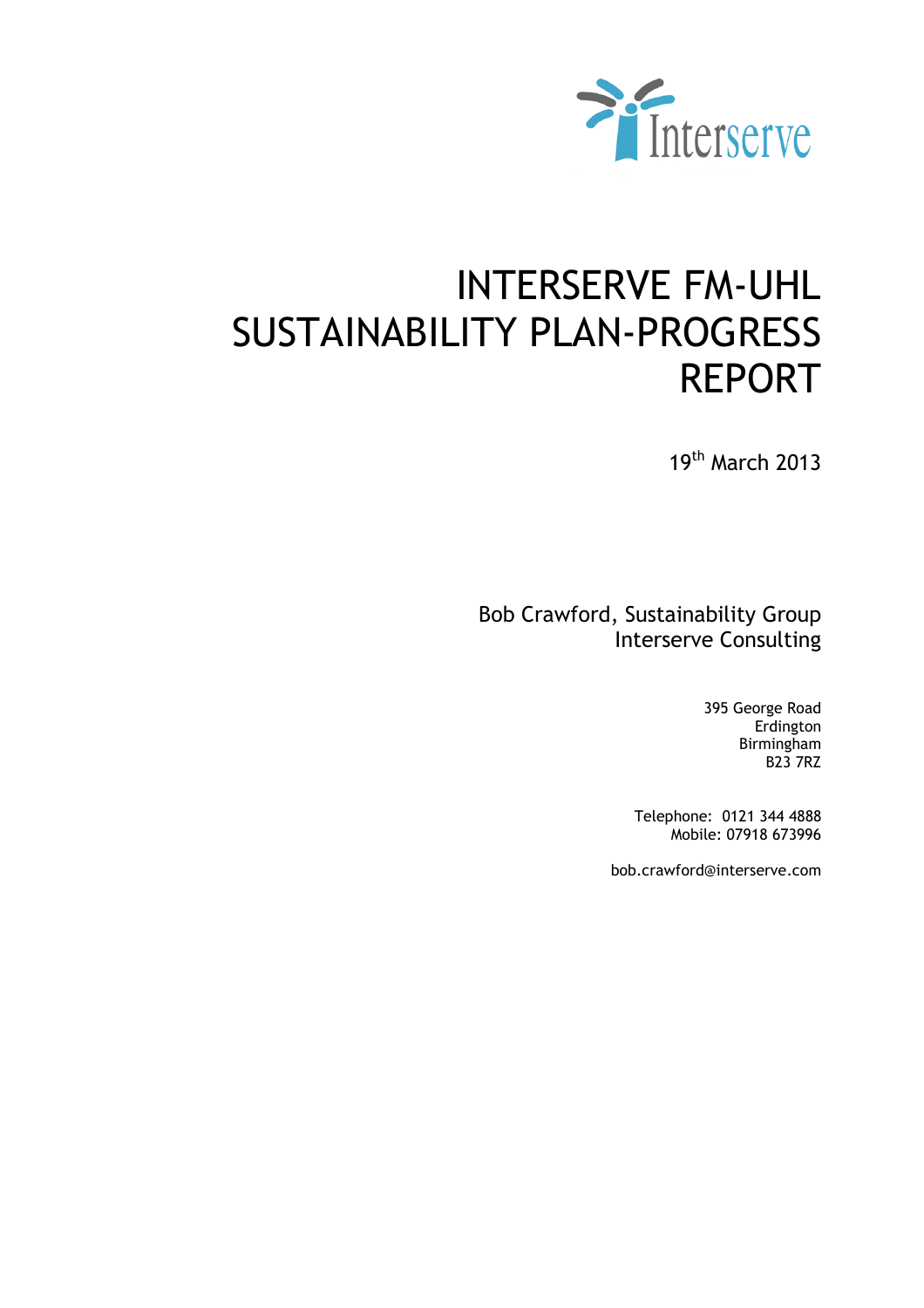# INTERSERVE FM-UHL SUSTAINABILITY PLAN-PROGRESS REPORT

19th March 2013

Bob Crawford, Sustainability Group
Interserve Consulting

395 George Road
Erdington
Birmingham
B23 7RZ

Telephone: 0121 344 4888
Mobile: 07918 673996

bob.crawford@interserve.com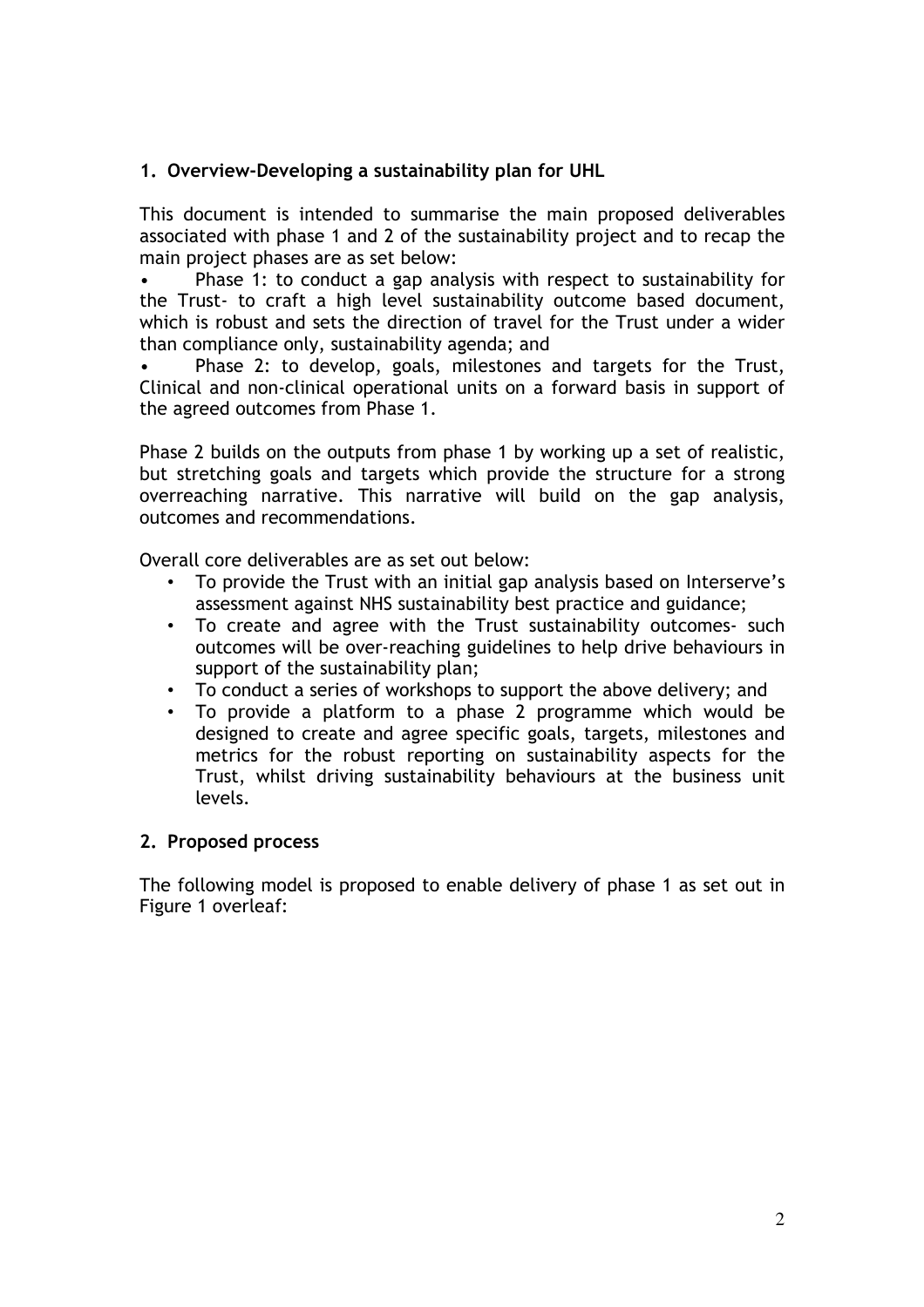## 1. Overview-Developing a sustainability plan for UHL

This document is intended to summarise the main proposed deliverables associated with phase 1 and 2 of the sustainability project and to recap the main project phases are as set below:

- Phase 1: to conduct a gap analysis with respect to sustainability for the Trust- to craft a high level sustainability outcome based document, which is robust and sets the direction of travel for the Trust under a wider than compliance only, sustainability agenda; and
- Phase 2: to develop, goals, milestones and targets for the Trust, Clinical and non-clinical operational units on a forward basis in support of the agreed outcomes from Phase 1.

Phase 2 builds on the outputs from phase 1 by working up a set of realistic, but stretching goals and targets which provide the structure for a strong overreaching narrative. This narrative will build on the gap analysis, outcomes and recommendations.

Overall core deliverables are as set out below:

- To provide the Trust with an initial gap analysis based on Interserve's assessment against NHS sustainability best practice and guidance;
- To create and agree with the Trust sustainability outcomes- such outcomes will be over-reaching guidelines to help drive behaviours in support of the sustainability plan;
- To conduct a series of workshops to support the above delivery; and
- To provide a platform to a phase 2 programme which would be designed to create and agree specific goals, targets, milestones and metrics for the robust reporting on sustainability aspects for the Trust, whilst driving sustainability behaviours at the business unit levels.

## 2. Proposed process

The following model is proposed to enable delivery of phase 1 as set out in Figure 1 overleaf: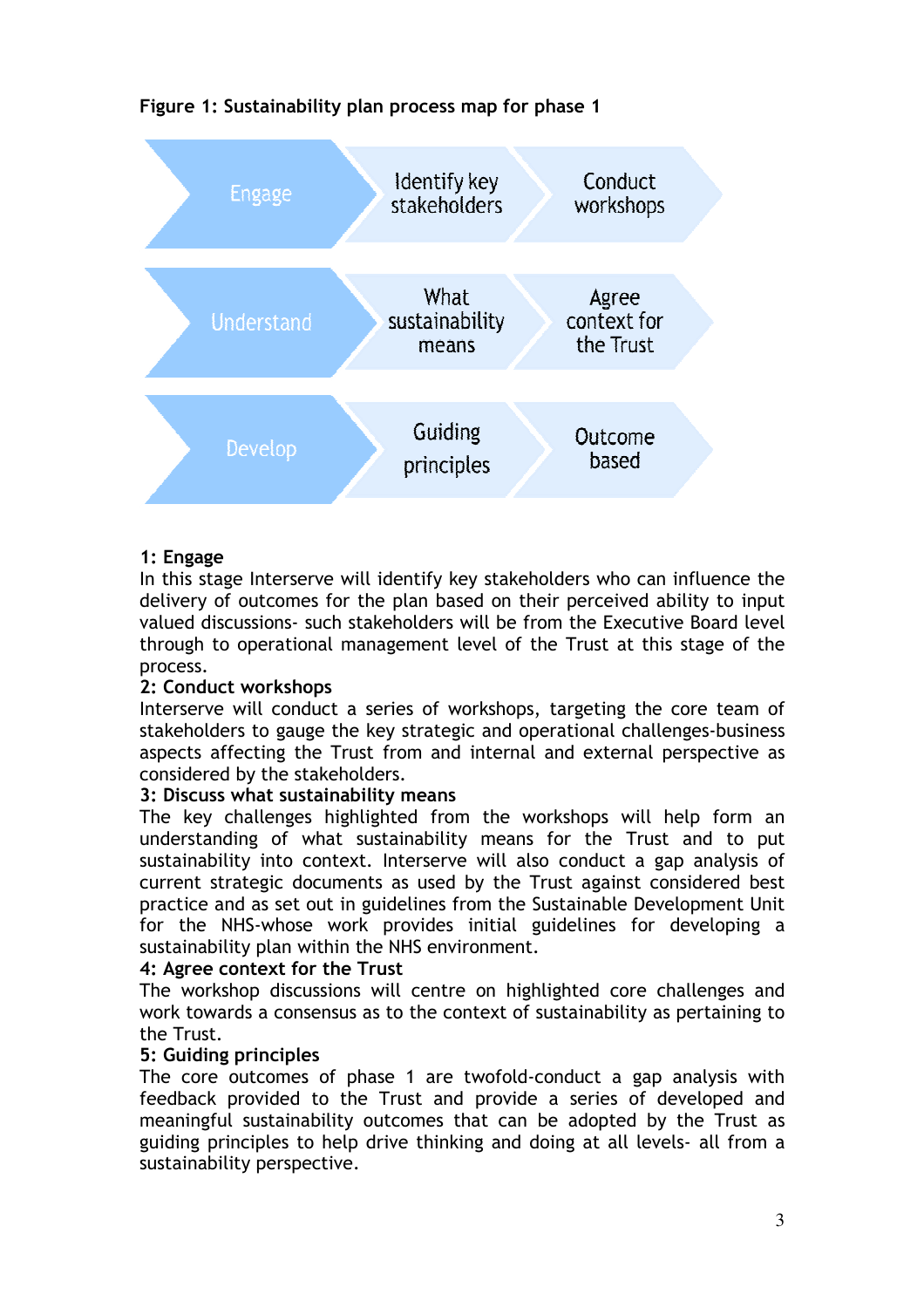**Figure 1: Sustainability plan process map for phase 1**

| | | |
|---|---|---|
| Engage | Identify key stakeholders | Conduct workshops |
| Understand | What sustainability means | Agree context for the Trust |
| Develop | Guiding principles | Outcome based |

**1: Engage**

In this stage Interserve will identify key stakeholders who can influence the delivery of outcomes for the plan based on their perceived ability to input valued discussions- such stakeholders will be from the Executive Board level through to operational management level of the Trust at this stage of the process.

**2: Conduct workshops**

Interserve will conduct a series of workshops, targeting the core team of stakeholders to gauge the key strategic and operational challenges-business aspects affecting the Trust from and internal and external perspective as considered by the stakeholders.

**3: Discuss what sustainability means**

The key challenges highlighted from the workshops will help form an understanding of what sustainability means for the Trust and to put sustainability into context. Interserve will also conduct a gap analysis of current strategic documents as used by the Trust against considered best practice and as set out in guidelines from the Sustainable Development Unit for the NHS-whose work provides initial guidelines for developing a sustainability plan within the NHS environment.

**4: Agree context for the Trust**

The workshop discussions will centre on highlighted core challenges and work towards a consensus as to the context of sustainability as pertaining to the Trust.

**5: Guiding principles**

The core outcomes of phase 1 are twofold-conduct a gap analysis with feedback provided to the Trust and provide a series of developed and meaningful sustainability outcomes that can be adopted by the Trust as guiding principles to help drive thinking and doing at all levels- all from a sustainability perspective.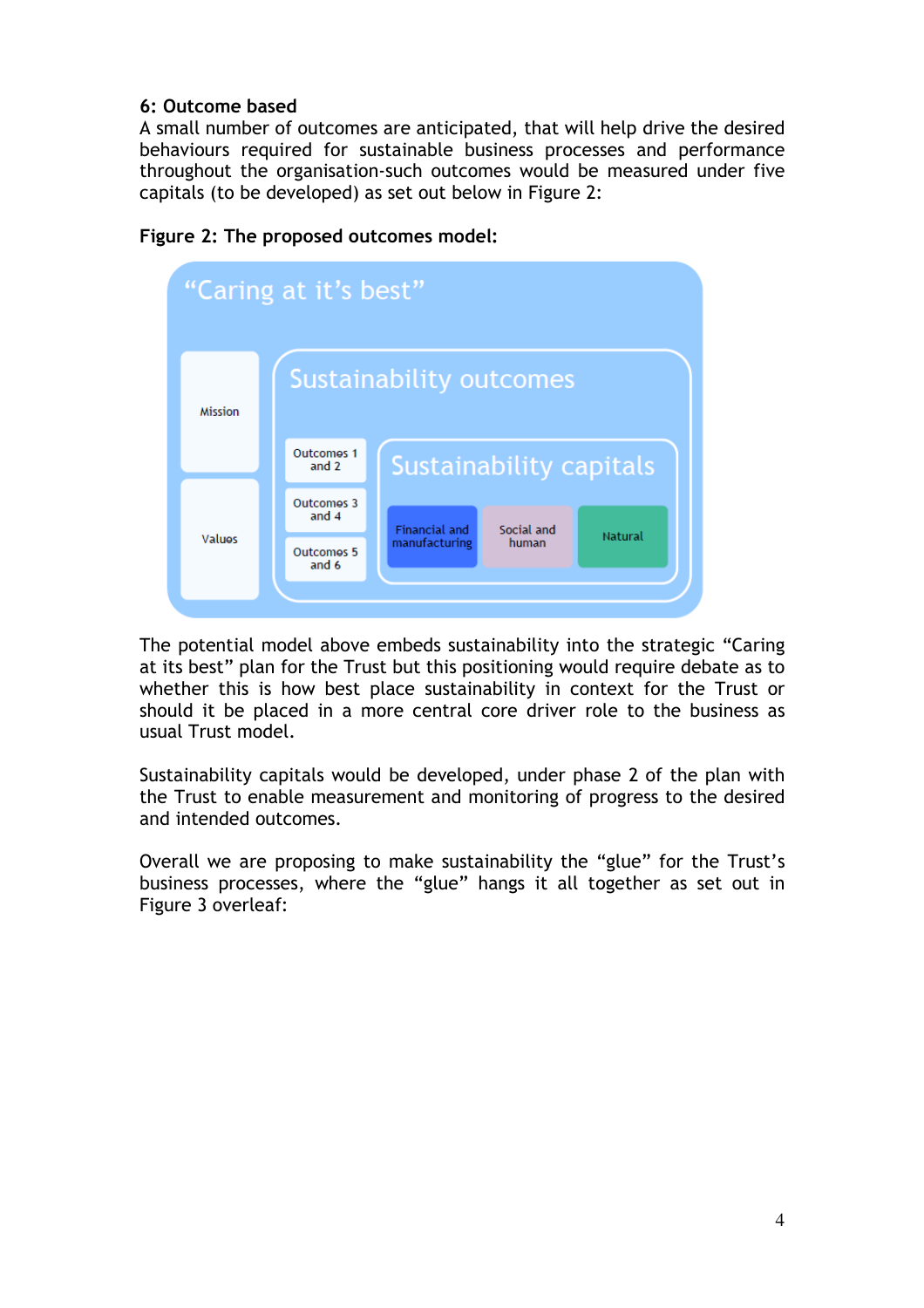**6: Outcome based**

A small number of outcomes are anticipated, that will help drive the desired behaviours required for sustainable business processes and performance throughout the organisation-such outcomes would be measured under five capitals (to be developed) as set out below in Figure 2:

**Figure 2: The proposed outcomes model:**

"Caring at it's best"

- Mission
- Values
- Sustainability outcomes
  - Outcomes 1 and 2
  - Outcomes 3 and 4
  - Outcomes 5 and 6
  - Sustainability capitals
    - Financial and manufacturing
    - Social and human
    - Natural

The potential model above embeds sustainability into the strategic "Caring at its best" plan for the Trust but this positioning would require debate as to whether this is how best place sustainability in context for the Trust or should it be placed in a more central core driver role to the business as usual Trust model.

Sustainability capitals would be developed, under phase 2 of the plan with the Trust to enable measurement and monitoring of progress to the desired and intended outcomes.

Overall we are proposing to make sustainability the "glue" for the Trust's business processes, where the "glue" hangs it all together as set out in Figure 3 overleaf: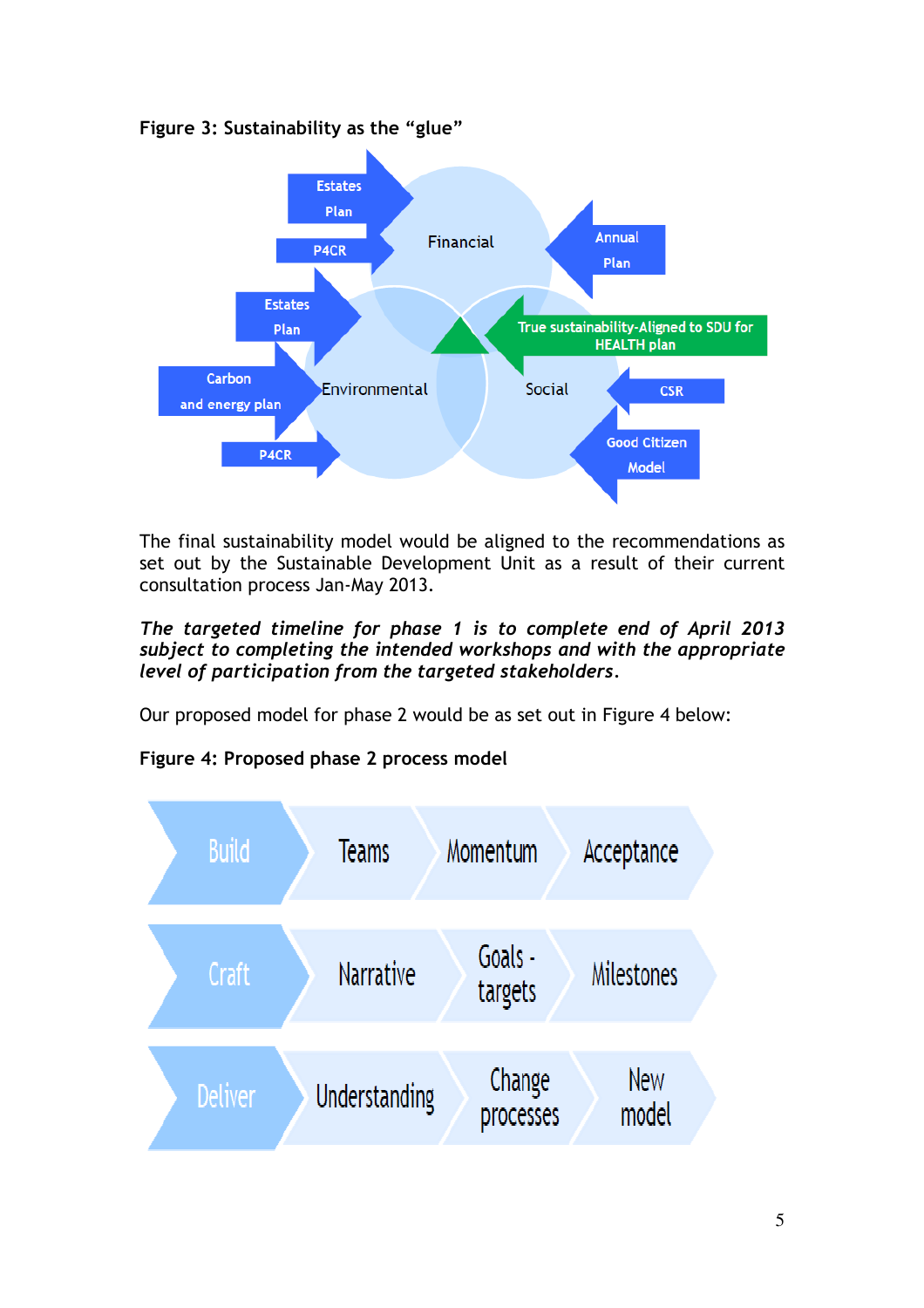**Figure 3: Sustainability as the "glue"**

The final sustainability model would be aligned to the recommendations as set out by the Sustainable Development Unit as a result of their current consultation process Jan-May 2013.

***The targeted timeline for phase 1 is to complete end of April 2013 subject to completing the intended workshops and with the appropriate level of participation from the targeted stakeholders.***

Our proposed model for phase 2 would be as set out in Figure 4 below:

**Figure 4: Proposed phase 2 process model**

| | | | |
|---|---|---|---|
| Build | Teams | Momentum | Acceptance |
| Craft | Narrative | Goals - targets | Milestones |
| Deliver | Understanding | Change processes | New model |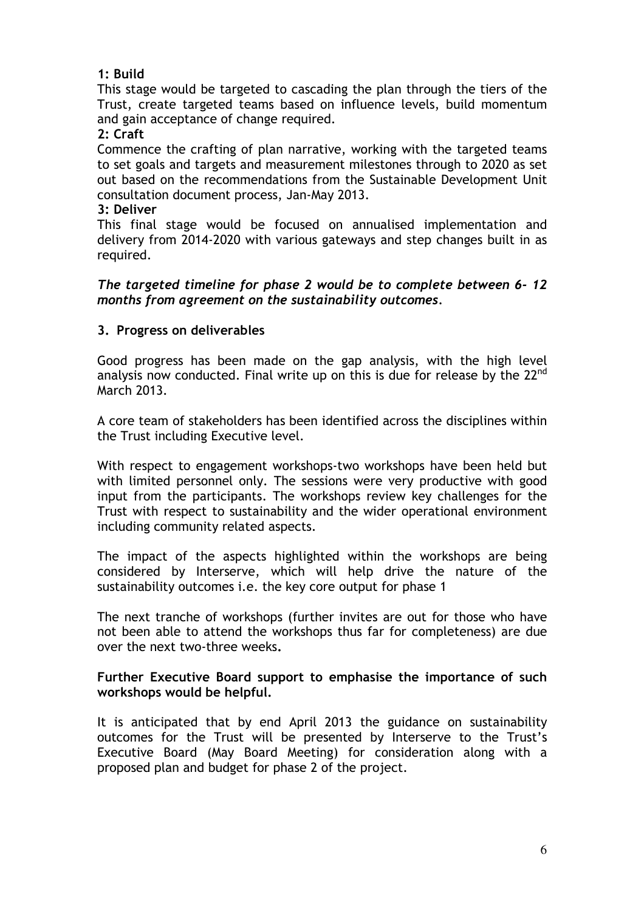**1: Build**

This stage would be targeted to cascading the plan through the tiers of the Trust, create targeted teams based on influence levels, build momentum and gain acceptance of change required.

**2: Craft**

Commence the crafting of plan narrative, working with the targeted teams to set goals and targets and measurement milestones through to 2020 as set out based on the recommendations from the Sustainable Development Unit consultation document process, Jan-May 2013.

**3: Deliver**

This final stage would be focused on annualised implementation and delivery from 2014-2020 with various gateways and step changes built in as required.

***The targeted timeline for phase 2 would be to complete between 6- 12 months from agreement on the sustainability outcomes.***

## 3. Progress on deliverables

Good progress has been made on the gap analysis, with the high level analysis now conducted. Final write up on this is due for release by the 22nd March 2013.

A core team of stakeholders has been identified across the disciplines within the Trust including Executive level.

With respect to engagement workshops-two workshops have been held but with limited personnel only. The sessions were very productive with good input from the participants. The workshops review key challenges for the Trust with respect to sustainability and the wider operational environment including community related aspects.

The impact of the aspects highlighted within the workshops are being considered by Interserve, which will help drive the nature of the sustainability outcomes i.e. the key core output for phase 1

The next tranche of workshops (further invites are out for those who have not been able to attend the workshops thus far for completeness) are due over the next two-three weeks**.**

**Further Executive Board support to emphasise the importance of such workshops would be helpful.**

It is anticipated that by end April 2013 the guidance on sustainability outcomes for the Trust will be presented by Interserve to the Trust's Executive Board (May Board Meeting) for consideration along with a proposed plan and budget for phase 2 of the project.